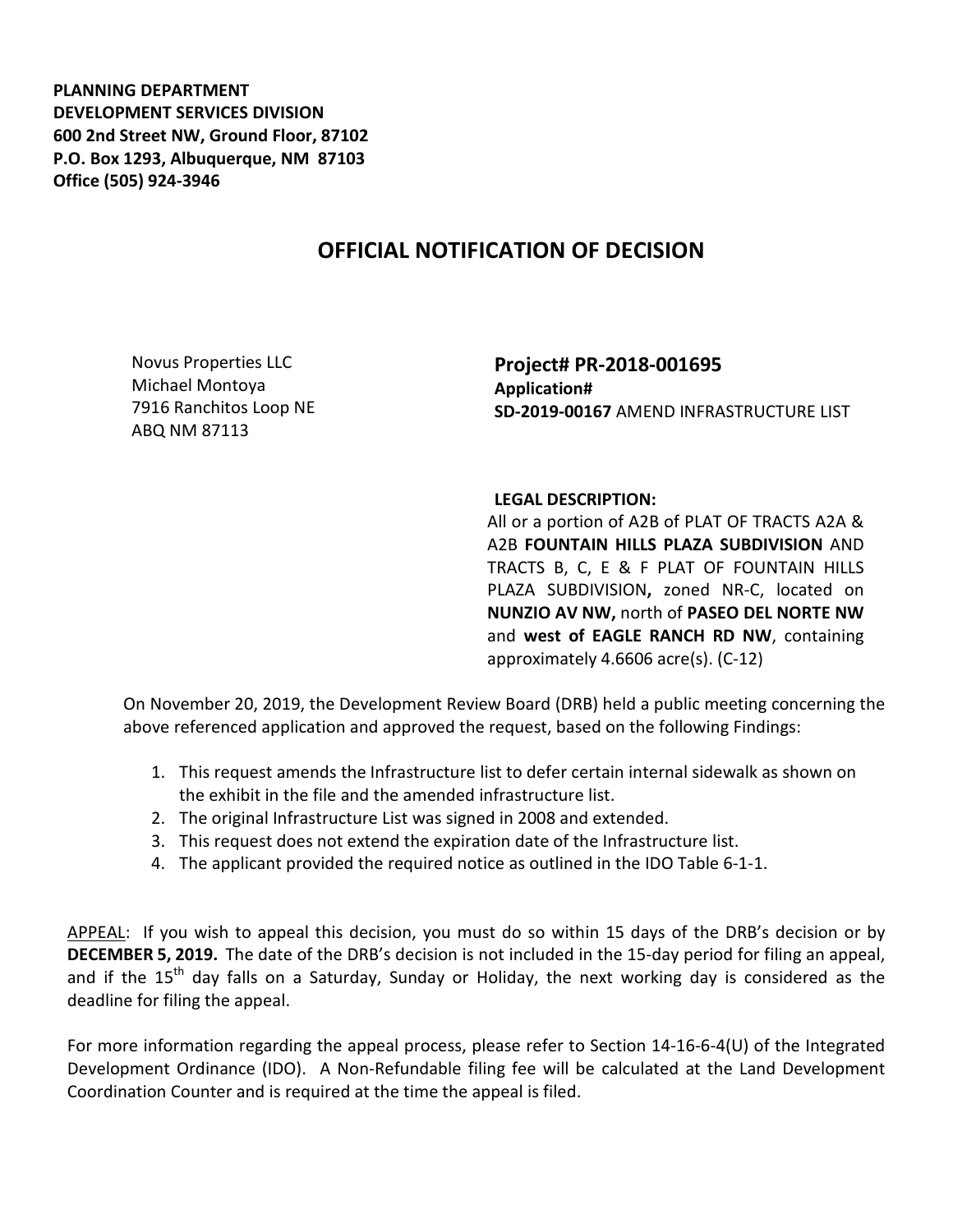**PLANNING DEPARTMENT**
**DEVELOPMENT SERVICES DIVISION**
**600 2nd Street NW, Ground Floor, 87102**
**P.O. Box 1293, Albuquerque, NM 87103**
**Office (505) 924-3946**

# OFFICIAL NOTIFICATION OF DECISION

Novus Properties LLC
Michael Montoya
7916 Ranchitos Loop NE
ABQ NM 87113

**Project# PR-2018-001695**
**Application#**
**SD-2019-00167** AMEND INFRASTRUCTURE LIST

**LEGAL DESCRIPTION:**
All or a portion of A2B of PLAT OF TRACTS A2A & A2B **FOUNTAIN HILLS PLAZA SUBDIVISION** AND TRACTS B, C, E & F PLAT OF FOUNTAIN HILLS PLAZA SUBDIVISION**,** zoned NR-C, located on **NUNZIO AV NW,** north of **PASEO DEL NORTE NW** and **west of EAGLE RANCH RD NW**, containing approximately 4.6606 acre(s). (C-12)

On November 20, 2019, the Development Review Board (DRB) held a public meeting concerning the above referenced application and approved the request, based on the following Findings:

1. This request amends the Infrastructure list to defer certain internal sidewalk as shown on the exhibit in the file and the amended infrastructure list.
2. The original Infrastructure List was signed in 2008 and extended.
3. This request does not extend the expiration date of the Infrastructure list.
4. The applicant provided the required notice as outlined in the IDO Table 6-1-1.

APPEAL: If you wish to appeal this decision, you must do so within 15 days of the DRB's decision or by **DECEMBER 5, 2019.** The date of the DRB's decision is not included in the 15-day period for filing an appeal, and if the 15th day falls on a Saturday, Sunday or Holiday, the next working day is considered as the deadline for filing the appeal.

For more information regarding the appeal process, please refer to Section 14-16-6-4(U) of the Integrated Development Ordinance (IDO). A Non-Refundable filing fee will be calculated at the Land Development Coordination Counter and is required at the time the appeal is filed.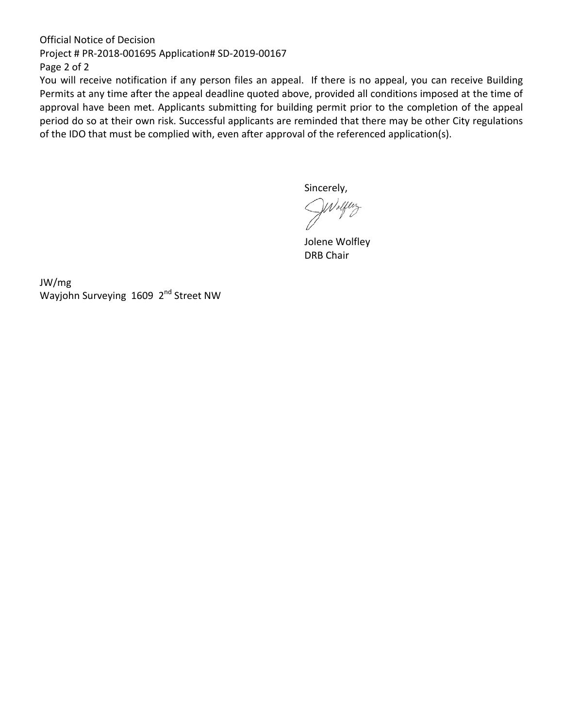Official Notice of Decision
Project # PR-2018-001695 Application# SD-2019-00167

You will receive notification if any person files an appeal. If there is no appeal, you can receive Building Permits at any time after the appeal deadline quoted above, provided all conditions imposed at the time of approval have been met. Applicants submitting for building permit prior to the completion of the appeal period do so at their own risk. Successful applicants are reminded that there may be other City regulations of the IDO that must be complied with, even after approval of the referenced application(s).

Sincerely,

Jolene Wolfley
DRB Chair

JW/mg
Wayjohn Surveying 1609 2nd Street NW